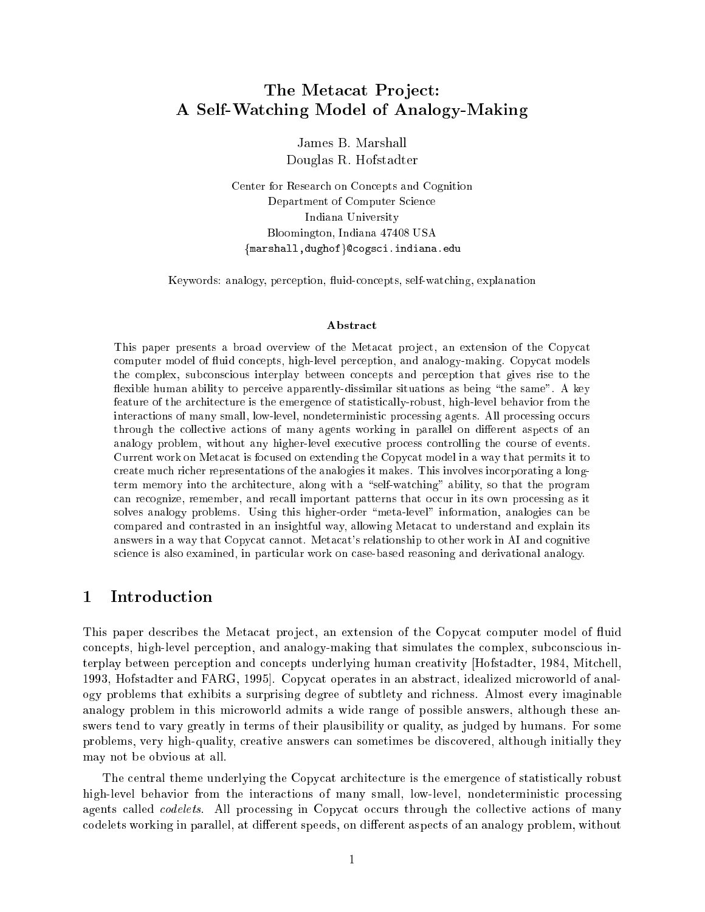# The Metacat Project: A Self-Watching Model of Analogy-Making

James B. Marshall
Douglas R. Hofstadter

Center for Research on Concepts and Cognition
Department of Computer Science
Indiana University
Bloomington, Indiana 47408 USA
{marshall,dughof}@cogsci.indiana.edu

Keywords: analogy, perception, fluid-concepts, self-watching, explanation

### Abstract

This paper presents a broad overview of the Metacat project, an extension of the Copycat computer model of fluid concepts, high-level perception, and analogy-making. Copycat models the complex, subconscious interplay between concepts and perception that gives rise to the flexible human ability to perceive apparently-dissimilar situations as being "the same". A key feature of the architecture is the emergence of statistically-robust, high-level behavior from the interactions of many small, low-level, nondeterministic processing agents. All processing occurs through the collective actions of many agents working in parallel on different aspects of an analogy problem, without any higher-level executive process controlling the course of events. Current work on Metacat is focused on extending the Copycat model in a way that permits it to create much richer representations of the analogies it makes. This involves incorporating a long-term memory into the architecture, along with a "self-watching" ability, so that the program can recognize, remember, and recall important patterns that occur in its own processing as it solves analogy problems. Using this higher-order "meta-level" information, analogies can be compared and contrasted in an insightful way, allowing Metacat to understand and explain its answers in a way that Copycat cannot. Metacat's relationship to other work in AI and cognitive science is also examined, in particular work on case-based reasoning and derivational analogy.

## 1 Introduction

This paper describes the Metacat project, an extension of the Copycat computer model of fluid concepts, high-level perception, and analogy-making that simulates the complex, subconscious interplay between perception and concepts underlying human creativity [Hofstadter, 1984, Mitchell, 1993, Hofstadter and FARG, 1995]. Copycat operates in an abstract, idealized microworld of analogy problems that exhibits a surprising degree of subtlety and richness. Almost every imaginable analogy problem in this microworld admits a wide range of possible answers, although these answers tend to vary greatly in terms of their plausibility or quality, as judged by humans. For some problems, very high-quality, creative answers can sometimes be discovered, although initially they may not be obvious at all.

The central theme underlying the Copycat architecture is the emergence of statistically robust high-level behavior from the interactions of many small, low-level, nondeterministic processing agents called *codelets*. All processing in Copycat occurs through the collective actions of many codelets working in parallel, at different speeds, on different aspects of an analogy problem, without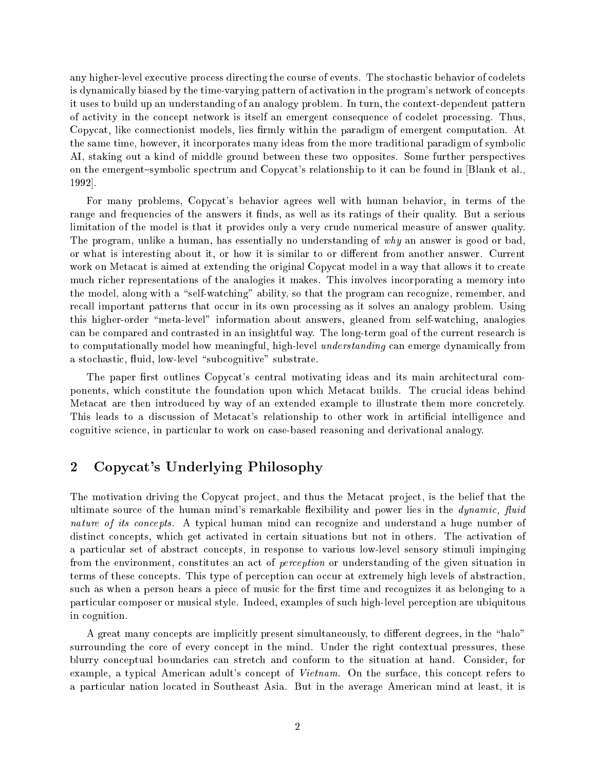any higher-level executive process directing the course of events. The stochastic behavior of codelets is dynamically biased by the time-varying pattern of activation in the program's network of concepts it uses to build up an understanding of an analogy problem. In turn, the context-dependent pattern of activity in the concept network is itself an emergent consequence of codelet processing. Thus, Copycat, like connectionist models, lies firmly within the paradigm of emergent computation. At the same time, however, it incorporates many ideas from the more traditional paradigm of symbolic AI, staking out a kind of middle ground between these two opposites. Some further perspectives on the emergent–symbolic spectrum and Copycat's relationship to it can be found in [Blank et al., 1992].

For many problems, Copycat's behavior agrees well with human behavior, in terms of the range and frequencies of the answers it finds, as well as its ratings of their quality. But a serious limitation of the model is that it provides only a very crude numerical measure of answer quality. The program, unlike a human, has essentially no understanding of *why* an answer is good or bad, or what is interesting about it, or how it is similar to or different from another answer. Current work on Metacat is aimed at extending the original Copycat model in a way that allows it to create much richer representations of the analogies it makes. This involves incorporating a memory into the model, along with a "self-watching" ability, so that the program can recognize, remember, and recall important patterns that occur in its own processing as it solves an analogy problem. Using this higher-order "meta-level" information about answers, gleaned from self-watching, analogies can be compared and contrasted in an insightful way. The long-term goal of the current research is to computationally model how meaningful, high-level *understanding* can emerge dynamically from a stochastic, fluid, low-level "subcognitive" substrate.

The paper first outlines Copycat's central motivating ideas and its main architectural components, which constitute the foundation upon which Metacat builds. The crucial ideas behind Metacat are then introduced by way of an extended example to illustrate them more concretely. This leads to a discussion of Metacat's relationship to other work in artificial intelligence and cognitive science, in particular to work on case-based reasoning and derivational analogy.

## 2 Copycat's Underlying Philosophy

The motivation driving the Copycat project, and thus the Metacat project, is the belief that the ultimate source of the human mind's remarkable flexibility and power lies in the *dynamic, fluid nature of its concepts*. A typical human mind can recognize and understand a huge number of distinct concepts, which get activated in certain situations but not in others. The activation of a particular set of abstract concepts, in response to various low-level sensory stimuli impinging from the environment, constitutes an act of *perception* or understanding of the given situation in terms of these concepts. This type of perception can occur at extremely high levels of abstraction, such as when a person hears a piece of music for the first time and recognizes it as belonging to a particular composer or musical style. Indeed, examples of such high-level perception are ubiquitous in cognition.

A great many concepts are implicitly present simultaneously, to different degrees, in the "halo" surrounding the core of every concept in the mind. Under the right contextual pressures, these blurry conceptual boundaries can stretch and conform to the situation at hand. Consider, for example, a typical American adult's concept of *Vietnam*. On the surface, this concept refers to a particular nation located in Southeast Asia. But in the average American mind at least, it is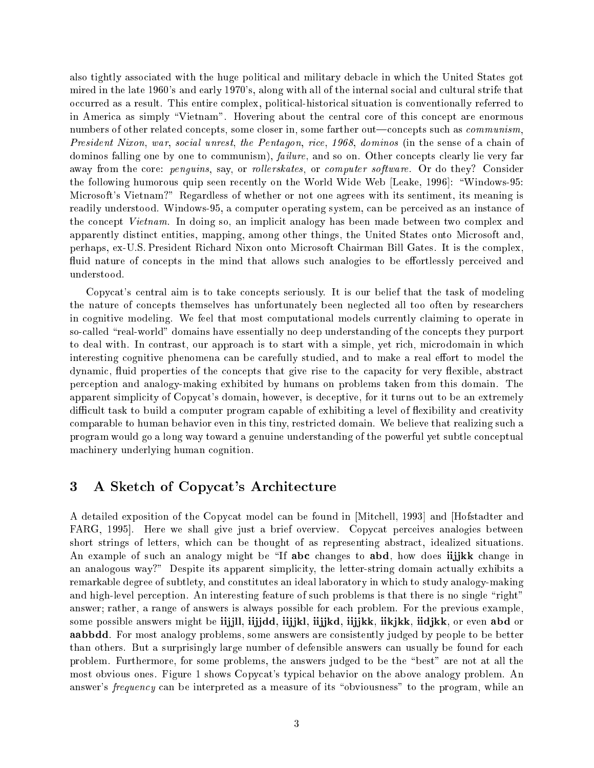also tightly associated with the huge political and military debacle in which the United States got mired in the late 1960's and early 1970's, along with all of the internal social and cultural strife that occurred as a result. This entire complex, political-historical situation is conventionally referred to in America as simply "Vietnam". Hovering about the central core of this concept are enormous numbers of other related concepts, some closer in, some farther out—concepts such as *communism*, *President Nixon*, *war*, *social unrest*, *the Pentagon*, *rice*, *1968*, *dominos* (in the sense of a chain of dominos falling one by one to communism), *failure*, and so on. Other concepts clearly lie very far away from the core: *penguins*, say, or *rollerskates*, or *computer software*. Or do they? Consider the following humorous quip seen recently on the World Wide Web [Leake, 1996]: "Windows-95: Microsoft's Vietnam?" Regardless of whether or not one agrees with its sentiment, its meaning is readily understood. Windows-95, a computer operating system, can be perceived as an instance of the concept *Vietnam*. In doing so, an implicit analogy has been made between two complex and apparently distinct entities, mapping, among other things, the United States onto Microsoft and, perhaps, ex-U.S. President Richard Nixon onto Microsoft Chairman Bill Gates. It is the complex, fluid nature of concepts in the mind that allows such analogies to be effortlessly perceived and understood.

Copycat's central aim is to take concepts seriously. It is our belief that the task of modeling the nature of concepts themselves has unfortunately been neglected all too often by researchers in cognitive modeling. We feel that most computational models currently claiming to operate in so-called "real-world" domains have essentially no deep understanding of the concepts they purport to deal with. In contrast, our approach is to start with a simple, yet rich, microdomain in which interesting cognitive phenomena can be carefully studied, and to make a real effort to model the dynamic, fluid properties of the concepts that give rise to the capacity for very flexible, abstract perception and analogy-making exhibited by humans on problems taken from this domain. The apparent simplicity of Copycat's domain, however, is deceptive, for it turns out to be an extremely difficult task to build a computer program capable of exhibiting a level of flexibility and creativity comparable to human behavior even in this tiny, restricted domain. We believe that realizing such a program would go a long way toward a genuine understanding of the powerful yet subtle conceptual machinery underlying human cognition.

## 3 A Sketch of Copycat's Architecture

A detailed exposition of the Copycat model can be found in [Mitchell, 1993] and [Hofstadter and FARG, 1995]. Here we shall give just a brief overview. Copycat perceives analogies between short strings of letters, which can be thought of as representing abstract, idealized situations. An example of such an analogy might be "If **abc** changes to **abd**, how does **iijjkk** change in an analogous way?" Despite its apparent simplicity, the letter-string domain actually exhibits a remarkable degree of subtlety, and constitutes an ideal laboratory in which to study analogy-making and high-level perception. An interesting feature of such problems is that there is no single "right" answer; rather, a range of answers is always possible for each problem. For the previous example, some possible answers might be **iijjll**, **iijjdd**, **iijjkl**, **iijjkd**, **iijjkk**, **iikjkk**, **iidjkk**, or even **abd** or **aabbdd**. For most analogy problems, some answers are consistently judged by people to be better than others. But a surprisingly large number of defensible answers can usually be found for each problem. Furthermore, for some problems, the answers judged to be the "best" are not at all the most obvious ones. Figure 1 shows Copycat's typical behavior on the above analogy problem. An answer's *frequency* can be interpreted as a measure of its "obviousness" to the program, while an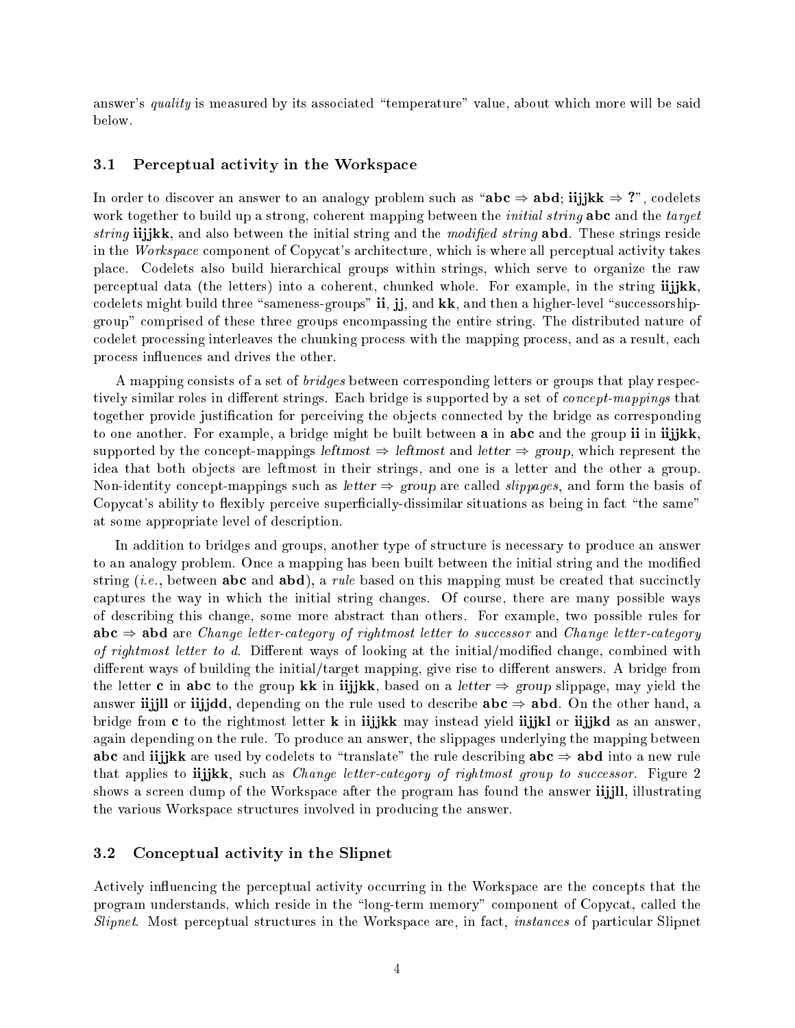answer's *quality* is measured by its associated "temperature" value, about which more will be said below.

### 3.1 Perceptual activity in the Workspace

In order to discover an answer to an analogy problem such as "**abc** ⇒ **abd**; **iijjkk** ⇒ **?**", codelets work together to build up a strong, coherent mapping between the *initial string* **abc** and the *target string* **iijjkk**, and also between the initial string and the *modified string* **abd**. These strings reside in the *Workspace* component of Copycat's architecture, which is where all perceptual activity takes place. Codelets also build hierarchical groups within strings, which serve to organize the raw perceptual data (the letters) into a coherent, chunked whole. For example, in the string **iijjkk**, codelets might build three "sameness-groups" **ii**, **jj**, and **kk**, and then a higher-level "successorship-group" comprised of these three groups encompassing the entire string. The distributed nature of codelet processing interleaves the chunking process with the mapping process, and as a result, each process influences and drives the other.

A mapping consists of a set of *bridges* between corresponding letters or groups that play respectively similar roles in different strings. Each bridge is supported by a set of *concept-mappings* that together provide justification for perceiving the objects connected by the bridge as corresponding to one another. For example, a bridge might be built between **a** in **abc** and the group **ii** in **iijjkk**, supported by the concept-mappings *leftmost* ⇒ *leftmost* and *letter* ⇒ *group*, which represent the idea that both objects are leftmost in their strings, and one is a letter and the other a group. Non-identity concept-mappings such as *letter* ⇒ *group* are called *slippages*, and form the basis of Copycat's ability to flexibly perceive superficially-dissimilar situations as being in fact "the same" at some appropriate level of description.

In addition to bridges and groups, another type of structure is necessary to produce an answer to an analogy problem. Once a mapping has been built between the initial string and the modified string (*i.e.*, between **abc** and **abd**), a *rule* based on this mapping must be created that succinctly captures the way in which the initial string changes. Of course, there are many possible ways of describing this change, some more abstract than others. For example, two possible rules for **abc** ⇒ **abd** are *Change letter-category of rightmost letter to successor* and *Change letter-category of rightmost letter to d*. Different ways of looking at the initial/modified change, combined with different ways of building the initial/target mapping, give rise to different answers. A bridge from the letter **c** in **abc** to the group **kk** in **iijjkk**, based on a *letter* ⇒ *group* slippage, may yield the answer **iijjll** or **iijjdd**, depending on the rule used to describe **abc** ⇒ **abd**. On the other hand, a bridge from **c** to the rightmost letter **k** in **iijjkk** may instead yield **iijjkl** or **iijjkd** as an answer, again depending on the rule. To produce an answer, the slippages underlying the mapping between **abc** and **iijjkk** are used by codelets to "translate" the rule describing **abc** ⇒ **abd** into a new rule that applies to **iijjkk**, such as *Change letter-category of rightmost group to successor*. Figure 2 shows a screen dump of the Workspace after the program has found the answer **iijjll**, illustrating the various Workspace structures involved in producing the answer.

### 3.2 Conceptual activity in the Slipnet

Actively influencing the perceptual activity occurring in the Workspace are the concepts that the program understands, which reside in the "long-term memory" component of Copycat, called the *Slipnet*. Most perceptual structures in the Workspace are, in fact, *instances* of particular Slipnet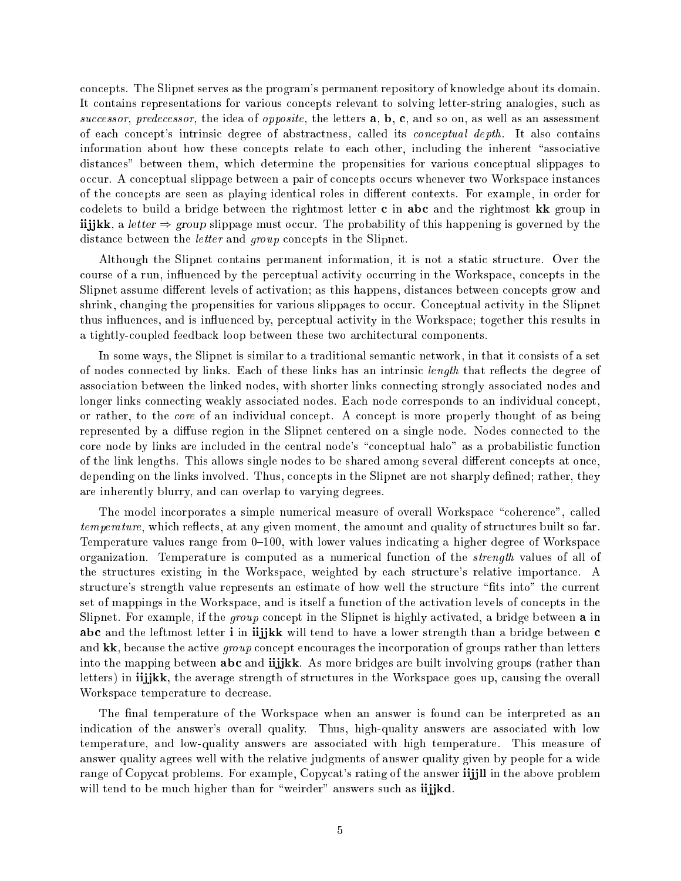concepts. The Slipnet serves as the program's permanent repository of knowledge about its domain. It contains representations for various concepts relevant to solving letter-string analogies, such as *successor*, *predecessor*, the idea of *opposite*, the letters **a**, **b**, **c**, and so on, as well as an assessment of each concept's intrinsic degree of abstractness, called its *conceptual depth*. It also contains information about how these concepts relate to each other, including the inherent "associative distances" between them, which determine the propensities for various conceptual slippages to occur. A conceptual slippage between a pair of concepts occurs whenever two Workspace instances of the concepts are seen as playing identical roles in different contexts. For example, in order for codelets to build a bridge between the rightmost letter **c** in **abc** and the rightmost **kk** group in **iijjkk**, a *letter* ⇒ *group* slippage must occur. The probability of this happening is governed by the distance between the *letter* and *group* concepts in the Slipnet.

Although the Slipnet contains permanent information, it is not a static structure. Over the course of a run, influenced by the perceptual activity occurring in the Workspace, concepts in the Slipnet assume different levels of activation; as this happens, distances between concepts grow and shrink, changing the propensities for various slippages to occur. Conceptual activity in the Slipnet thus influences, and is influenced by, perceptual activity in the Workspace; together this results in a tightly-coupled feedback loop between these two architectural components.

In some ways, the Slipnet is similar to a traditional semantic network, in that it consists of a set of nodes connected by links. Each of these links has an intrinsic *length* that reflects the degree of association between the linked nodes, with shorter links connecting strongly associated nodes and longer links connecting weakly associated nodes. Each node corresponds to an individual concept, or rather, to the *core* of an individual concept. A concept is more properly thought of as being represented by a diffuse region in the Slipnet centered on a single node. Nodes connected to the core node by links are included in the central node's "conceptual halo" as a probabilistic function of the link lengths. This allows single nodes to be shared among several different concepts at once, depending on the links involved. Thus, concepts in the Slipnet are not sharply defined; rather, they are inherently blurry, and can overlap to varying degrees.

The model incorporates a simple numerical measure of overall Workspace "coherence", called *temperature*, which reflects, at any given moment, the amount and quality of structures built so far. Temperature values range from 0–100, with lower values indicating a higher degree of Workspace organization. Temperature is computed as a numerical function of the *strength* values of all of the structures existing in the Workspace, weighted by each structure's relative importance. A structure's strength value represents an estimate of how well the structure "fits into" the current set of mappings in the Workspace, and is itself a function of the activation levels of concepts in the Slipnet. For example, if the *group* concept in the Slipnet is highly activated, a bridge between **a** in **abc** and the leftmost letter **i** in **iijjkk** will tend to have a lower strength than a bridge between **c** and **kk**, because the active *group* concept encourages the incorporation of groups rather than letters into the mapping between **abc** and **iijjkk**. As more bridges are built involving groups (rather than letters) in **iijjkk**, the average strength of structures in the Workspace goes up, causing the overall Workspace temperature to decrease.

The final temperature of the Workspace when an answer is found can be interpreted as an indication of the answer's overall quality. Thus, high-quality answers are associated with low temperature, and low-quality answers are associated with high temperature. This measure of answer quality agrees well with the relative judgments of answer quality given by people for a wide range of Copycat problems. For example, Copycat's rating of the answer **iijjll** in the above problem will tend to be much higher than for "weirder" answers such as **iijjkd**.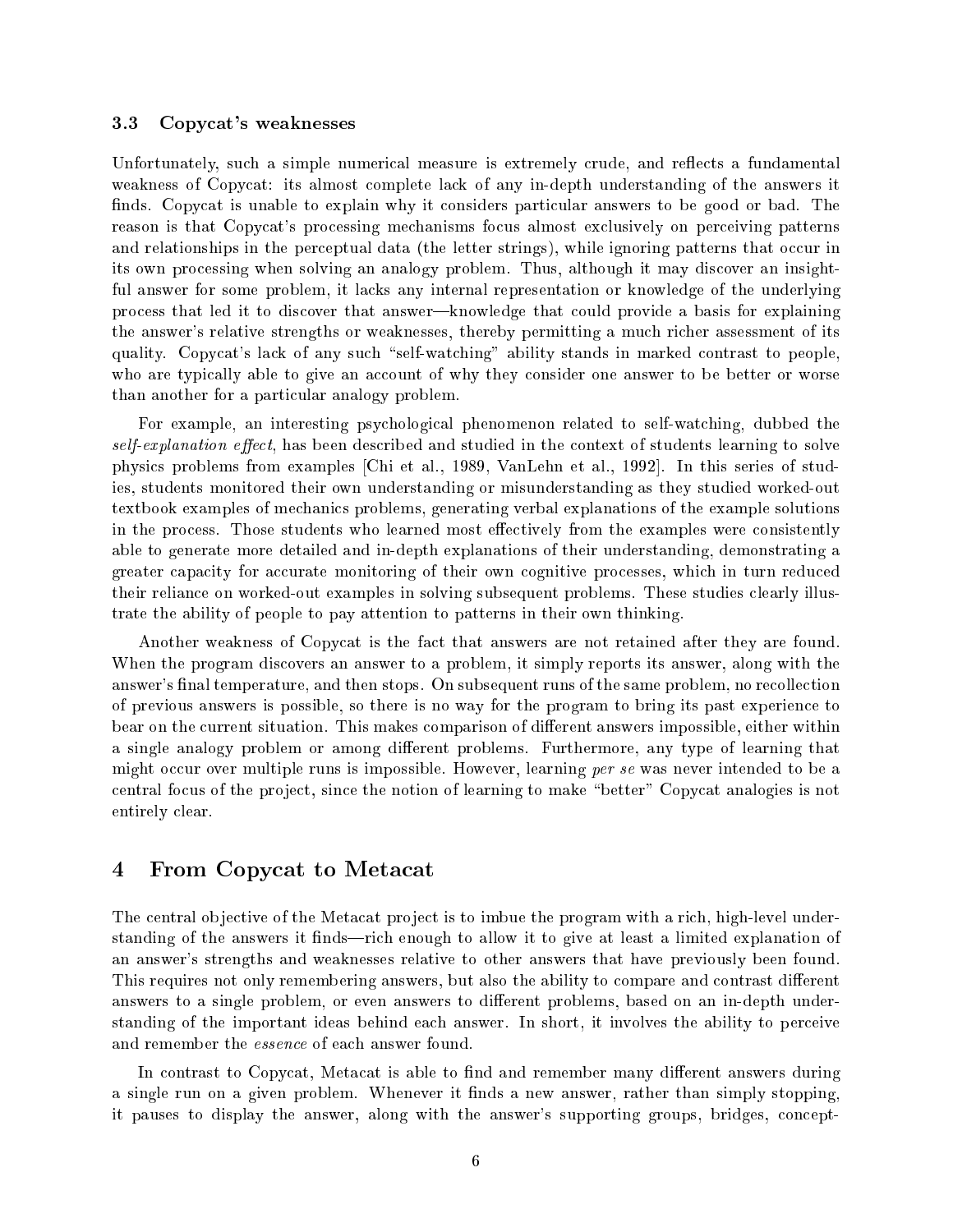### 3.3 Copycat's weaknesses

Unfortunately, such a simple numerical measure is extremely crude, and reflects a fundamental weakness of Copycat: its almost complete lack of any in-depth understanding of the answers it finds. Copycat is unable to explain why it considers particular answers to be good or bad. The reason is that Copycat's processing mechanisms focus almost exclusively on perceiving patterns and relationships in the perceptual data (the letter strings), while ignoring patterns that occur in its own processing when solving an analogy problem. Thus, although it may discover an insightful answer for some problem, it lacks any internal representation or knowledge of the underlying process that led it to discover that answer—knowledge that could provide a basis for explaining the answer's relative strengths or weaknesses, thereby permitting a much richer assessment of its quality. Copycat's lack of any such "self-watching" ability stands in marked contrast to people, who are typically able to give an account of why they consider one answer to be better or worse than another for a particular analogy problem.

For example, an interesting psychological phenomenon related to self-watching, dubbed the *self-explanation effect*, has been described and studied in the context of students learning to solve physics problems from examples [Chi et al., 1989, VanLehn et al., 1992]. In this series of studies, students monitored their own understanding or misunderstanding as they studied worked-out textbook examples of mechanics problems, generating verbal explanations of the example solutions in the process. Those students who learned most effectively from the examples were consistently able to generate more detailed and in-depth explanations of their understanding, demonstrating a greater capacity for accurate monitoring of their own cognitive processes, which in turn reduced their reliance on worked-out examples in solving subsequent problems. These studies clearly illustrate the ability of people to pay attention to patterns in their own thinking.

Another weakness of Copycat is the fact that answers are not retained after they are found. When the program discovers an answer to a problem, it simply reports its answer, along with the answer's final temperature, and then stops. On subsequent runs of the same problem, no recollection of previous answers is possible, so there is no way for the program to bring its past experience to bear on the current situation. This makes comparison of different answers impossible, either within a single analogy problem or among different problems. Furthermore, any type of learning that might occur over multiple runs is impossible. However, learning *per se* was never intended to be a central focus of the project, since the notion of learning to make "better" Copycat analogies is not entirely clear.

## 4 From Copycat to Metacat

The central objective of the Metacat project is to imbue the program with a rich, high-level understanding of the answers it finds—rich enough to allow it to give at least a limited explanation of an answer's strengths and weaknesses relative to other answers that have previously been found. This requires not only remembering answers, but also the ability to compare and contrast different answers to a single problem, or even answers to different problems, based on an in-depth understanding of the important ideas behind each answer. In short, it involves the ability to perceive and remember the *essence* of each answer found.

In contrast to Copycat, Metacat is able to find and remember many different answers during a single run on a given problem. Whenever it finds a new answer, rather than simply stopping, it pauses to display the answer, along with the answer's supporting groups, bridges, concept-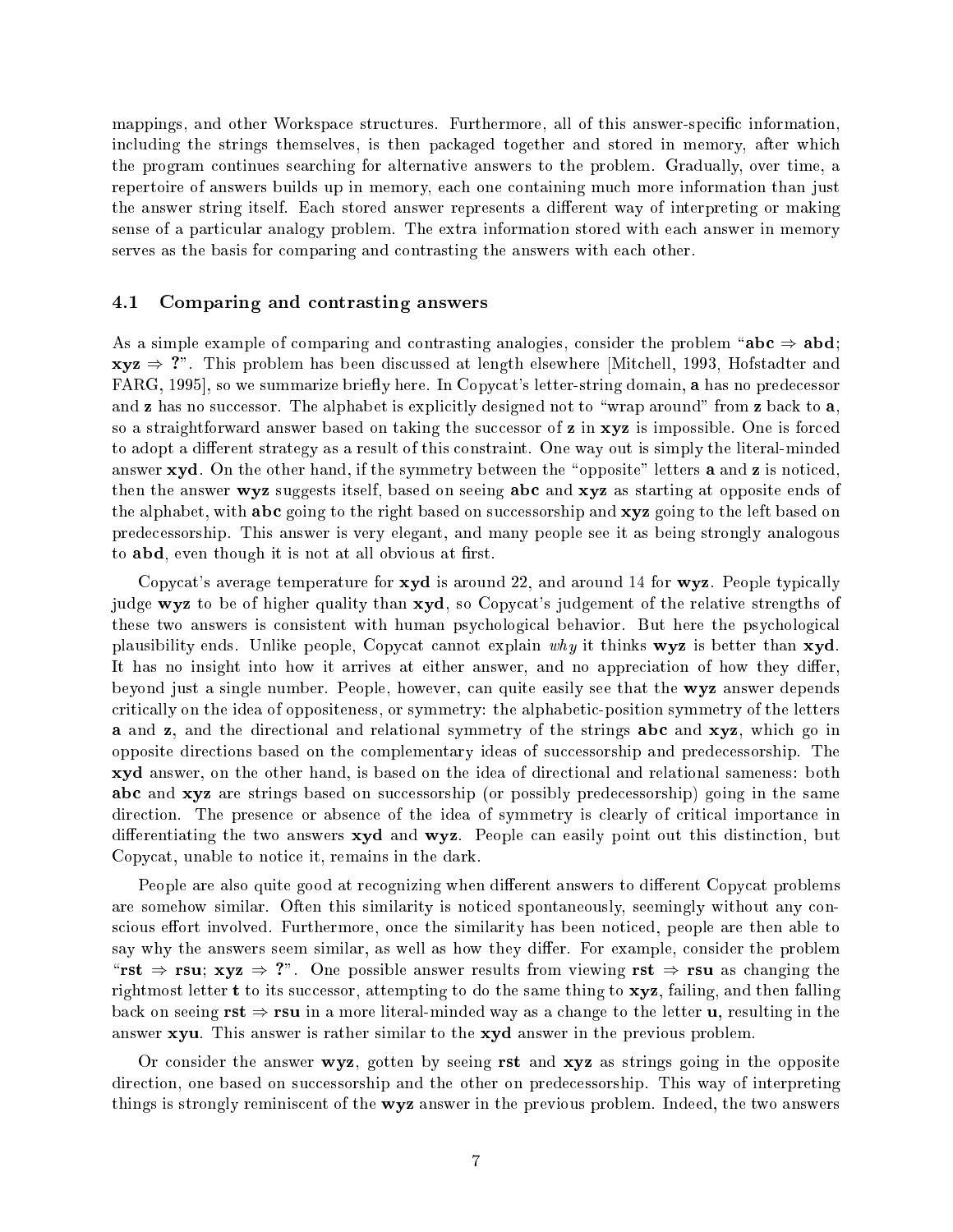mappings, and other Workspace structures. Furthermore, all of this answer-specific information, including the strings themselves, is then packaged together and stored in memory, after which the program continues searching for alternative answers to the problem. Gradually, over time, a repertoire of answers builds up in memory, each one containing much more information than just the answer string itself. Each stored answer represents a different way of interpreting or making sense of a particular analogy problem. The extra information stored with each answer in memory serves as the basis for comparing and contrasting the answers with each other.

### 4.1 Comparing and contrasting answers

As a simple example of comparing and contrasting analogies, consider the problem "**abc** ⇒ **abd**; **xyz** ⇒ **?**". This problem has been discussed at length elsewhere [Mitchell, 1993, Hofstadter and FARG, 1995], so we summarize briefly here. In Copycat's letter-string domain, **a** has no predecessor and **z** has no successor. The alphabet is explicitly designed not to "wrap around" from **z** back to **a**, so a straightforward answer based on taking the successor of **z** in **xyz** is impossible. One is forced to adopt a different strategy as a result of this constraint. One way out is simply the literal-minded answer **xyd**. On the other hand, if the symmetry between the "opposite" letters **a** and **z** is noticed, then the answer **wyz** suggests itself, based on seeing **abc** and **xyz** as starting at opposite ends of the alphabet, with **abc** going to the right based on successorship and **xyz** going to the left based on predecessorship. This answer is very elegant, and many people see it as being strongly analogous to **abd**, even though it is not at all obvious at first.

Copycat's average temperature for **xyd** is around 22, and around 14 for **wyz**. People typically judge **wyz** to be of higher quality than **xyd**, so Copycat's judgement of the relative strengths of these two answers is consistent with human psychological behavior. But here the psychological plausibility ends. Unlike people, Copycat cannot explain *why* it thinks **wyz** is better than **xyd**. It has no insight into how it arrives at either answer, and no appreciation of how they differ, beyond just a single number. People, however, can quite easily see that the **wyz** answer depends critically on the idea of oppositeness, or symmetry: the alphabetic-position symmetry of the letters **a** and **z**, and the directional and relational symmetry of the strings **abc** and **xyz**, which go in opposite directions based on the complementary ideas of successorship and predecessorship. The **xyd** answer, on the other hand, is based on the idea of directional and relational sameness: both **abc** and **xyz** are strings based on successorship (or possibly predecessorship) going in the same direction. The presence or absence of the idea of symmetry is clearly of critical importance in differentiating the two answers **xyd** and **wyz**. People can easily point out this distinction, but Copycat, unable to notice it, remains in the dark.

People are also quite good at recognizing when different answers to different Copycat problems are somehow similar. Often this similarity is noticed spontaneously, seemingly without any conscious effort involved. Furthermore, once the similarity has been noticed, people are then able to say why the answers seem similar, as well as how they differ. For example, consider the problem "**rst** ⇒ **rsu**; **xyz** ⇒ **?**". One possible answer results from viewing **rst** ⇒ **rsu** as changing the rightmost letter **t** to its successor, attempting to do the same thing to **xyz**, failing, and then falling back on seeing **rst** ⇒ **rsu** in a more literal-minded way as a change to the letter **u**, resulting in the answer **xyu**. This answer is rather similar to the **xyd** answer in the previous problem.

Or consider the answer **wyz**, gotten by seeing **rst** and **xyz** as strings going in the opposite direction, one based on successorship and the other on predecessorship. This way of interpreting things is strongly reminiscent of the **wyz** answer in the previous problem. Indeed, the two answers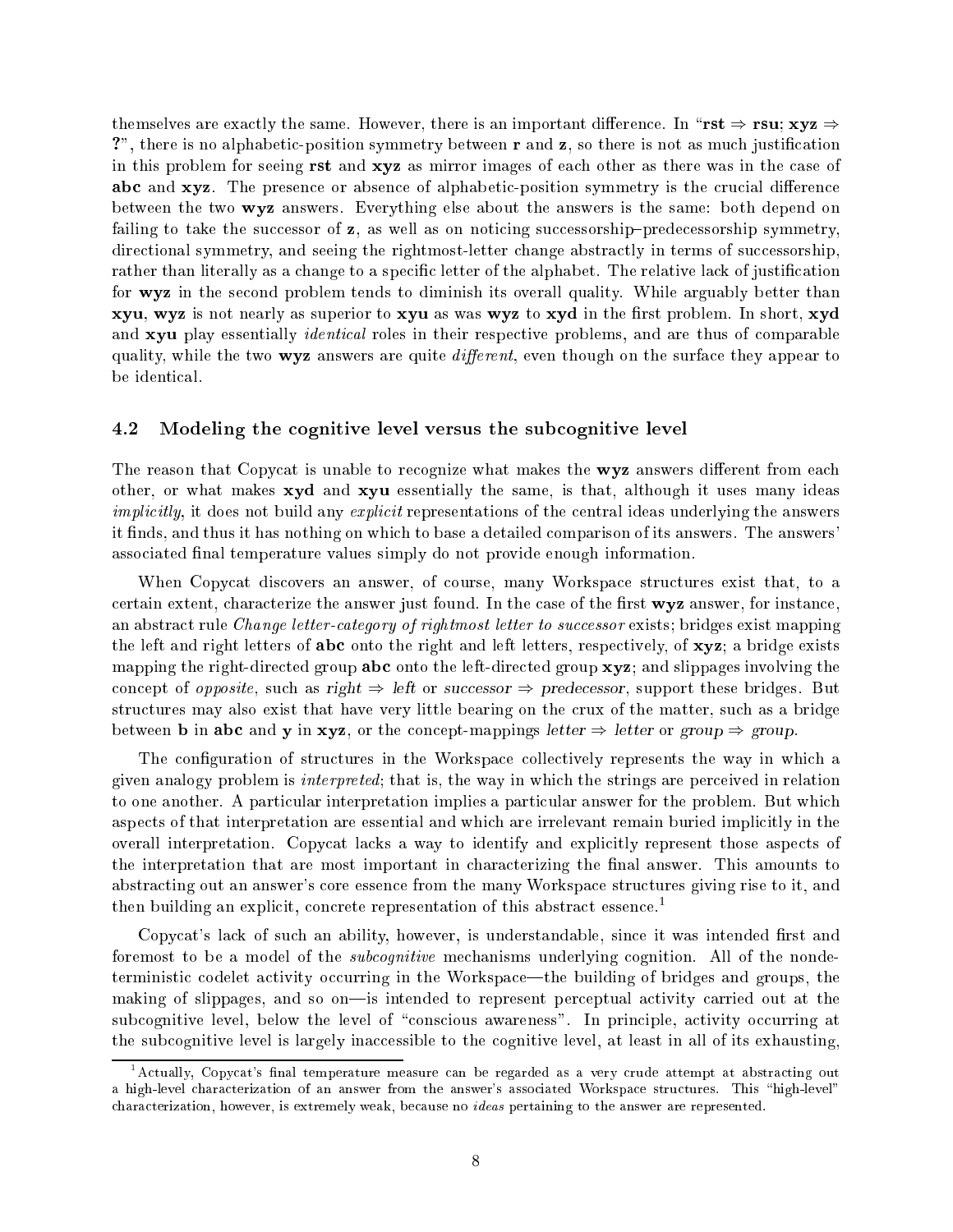themselves are exactly the same. However, there is an important difference. In "**rst** ⇒ **rsu**; **xyz** ⇒ **?**", there is no alphabetic-position symmetry between **r** and **z**, so there is not as much justification in this problem for seeing **rst** and **xyz** as mirror images of each other as there was in the case of **abc** and **xyz**. The presence or absence of alphabetic-position symmetry is the crucial difference between the two **wyz** answers. Everything else about the answers is the same: both depend on failing to take the successor of **z**, as well as on noticing successorship–predecessorship symmetry, directional symmetry, and seeing the rightmost-letter change abstractly in terms of successorship, rather than literally as a change to a specific letter of the alphabet. The relative lack of justification for **wyz** in the second problem tends to diminish its overall quality. While arguably better than **xyu**, **wyz** is not nearly as superior to **xyu** as was **wyz** to **xyd** in the first problem. In short, **xyd** and **xyu** play essentially *identical* roles in their respective problems, and are thus of comparable quality, while the two **wyz** answers are quite *different*, even though on the surface they appear to be identical.

### 4.2 Modeling the cognitive level versus the subcognitive level

The reason that Copycat is unable to recognize what makes the **wyz** answers different from each other, or what makes **xyd** and **xyu** essentially the same, is that, although it uses many ideas *implicitly*, it does not build any *explicit* representations of the central ideas underlying the answers it finds, and thus it has nothing on which to base a detailed comparison of its answers. The answers' associated final temperature values simply do not provide enough information.

When Copycat discovers an answer, of course, many Workspace structures exist that, to a certain extent, characterize the answer just found. In the case of the first **wyz** answer, for instance, an abstract rule *Change letter-category of rightmost letter to successor* exists; bridges exist mapping the left and right letters of **abc** onto the right and left letters, respectively, of **xyz**; a bridge exists mapping the right-directed group **abc** onto the left-directed group **xyz**; and slippages involving the concept of *opposite*, such as *right* ⇒ *left* or *successor* ⇒ *predecessor*, support these bridges. But structures may also exist that have very little bearing on the crux of the matter, such as a bridge between **b** in **abc** and **y** in **xyz**, or the concept-mappings *letter* ⇒ *letter* or *group* ⇒ *group*.

The configuration of structures in the Workspace collectively represents the way in which a given analogy problem is *interpreted*; that is, the way in which the strings are perceived in relation to one another. A particular interpretation implies a particular answer for the problem. But which aspects of that interpretation are essential and which are irrelevant remain buried implicitly in the overall interpretation. Copycat lacks a way to identify and explicitly represent those aspects of the interpretation that are most important in characterizing the final answer. This amounts to abstracting out an answer's core essence from the many Workspace structures giving rise to it, and then building an explicit, concrete representation of this abstract essence.[1]

Copycat's lack of such an ability, however, is understandable, since it was intended first and foremost to be a model of the *subcognitive* mechanisms underlying cognition. All of the nondeterministic codelet activity occurring in the Workspace—the building of bridges and groups, the making of slippages, and so on—is intended to represent perceptual activity carried out at the subcognitive level, below the level of "conscious awareness". In principle, activity occurring at the subcognitive level is largely inaccessible to the cognitive level, at least in all of its exhausting,

[1] Actually, Copycat's final temperature measure can be regarded as a very crude attempt at abstracting out a high-level characterization of an answer from the answer's associated Workspace structures. This "high-level" characterization, however, is extremely weak, because no *ideas* pertaining to the answer are represented.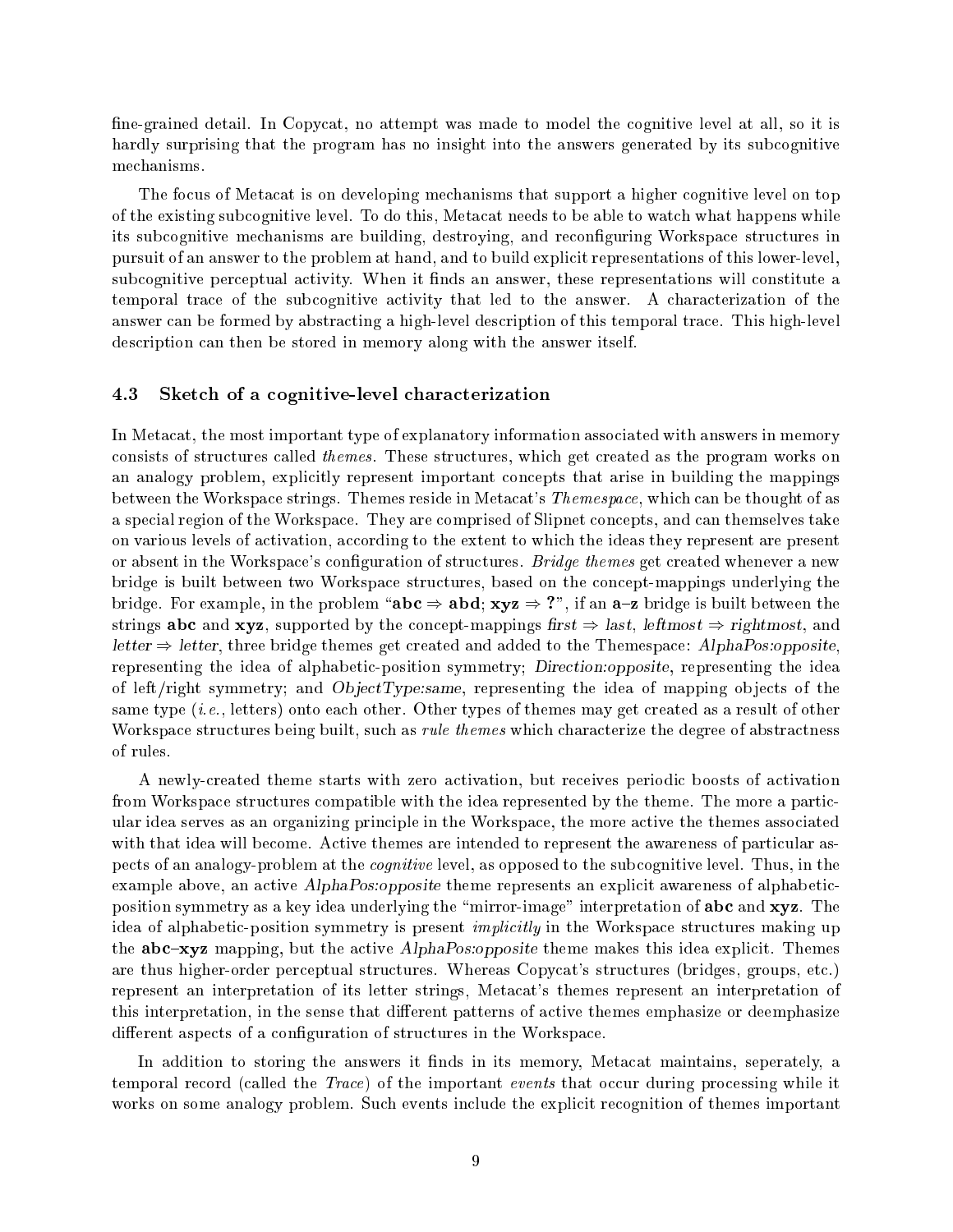fine-grained detail. In Copycat, no attempt was made to model the cognitive level at all, so it is hardly surprising that the program has no insight into the answers generated by its subcognitive mechanisms.

The focus of Metacat is on developing mechanisms that support a higher cognitive level on top of the existing subcognitive level. To do this, Metacat needs to be able to watch what happens while its subcognitive mechanisms are building, destroying, and reconfiguring Workspace structures in pursuit of an answer to the problem at hand, and to build explicit representations of this lower-level, subcognitive perceptual activity. When it finds an answer, these representations will constitute a temporal trace of the subcognitive activity that led to the answer. A characterization of the answer can be formed by abstracting a high-level description of this temporal trace. This high-level description can then be stored in memory along with the answer itself.

### 4.3 Sketch of a cognitive-level characterization

In Metacat, the most important type of explanatory information associated with answers in memory consists of structures called *themes*. These structures, which get created as the program works on an analogy problem, explicitly represent important concepts that arise in building the mappings between the Workspace strings. Themes reside in Metacat's *Themespace*, which can be thought of as a special region of the Workspace. They are comprised of Slipnet concepts, and can themselves take on various levels of activation, according to the extent to which the ideas they represent are present or absent in the Workspace's configuration of structures. *Bridge themes* get created whenever a new bridge is built between two Workspace structures, based on the concept-mappings underlying the bridge. For example, in the problem "**abc** ⇒ **abd**; **xyz** ⇒ **?**", if an **a**–**z** bridge is built between the strings **abc** and **xyz**, supported by the concept-mappings *first* ⇒ *last*, *leftmost* ⇒ *rightmost*, and *letter* ⇒ *letter*, three bridge themes get created and added to the Themespace: *AlphaPos:opposite*, representing the idea of alphabetic-position symmetry; *Direction:opposite*, representing the idea of left/right symmetry; and *ObjectType:same*, representing the idea of mapping objects of the same type (*i.e.*, letters) onto each other. Other types of themes may get created as a result of other Workspace structures being built, such as *rule themes* which characterize the degree of abstractness of rules.

A newly-created theme starts with zero activation, but receives periodic boosts of activation from Workspace structures compatible with the idea represented by the theme. The more a particular idea serves as an organizing principle in the Workspace, the more active the themes associated with that idea will become. Active themes are intended to represent the awareness of particular aspects of an analogy-problem at the *cognitive* level, as opposed to the subcognitive level. Thus, in the example above, an active *AlphaPos:opposite* theme represents an explicit awareness of alphabetic-position symmetry as a key idea underlying the "mirror-image" interpretation of **abc** and **xyz**. The idea of alphabetic-position symmetry is present *implicitly* in the Workspace structures making up the **abc**–**xyz** mapping, but the active *AlphaPos:opposite* theme makes this idea explicit. Themes are thus higher-order perceptual structures. Whereas Copycat's structures (bridges, groups, etc.) represent an interpretation of its letter strings, Metacat's themes represent an interpretation of this interpretation, in the sense that different patterns of active themes emphasize or deemphasize different aspects of a configuration of structures in the Workspace.

In addition to storing the answers it finds in its memory, Metacat maintains, seperately, a temporal record (called the *Trace*) of the important *events* that occur during processing while it works on some analogy problem. Such events include the explicit recognition of themes important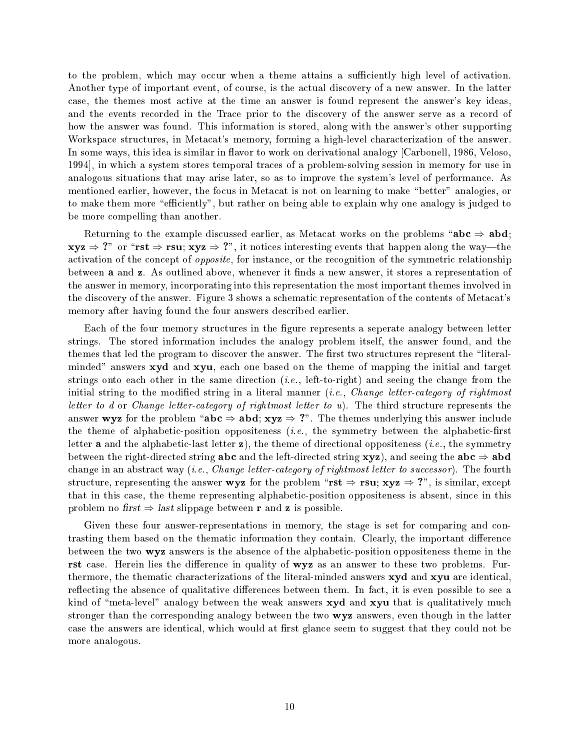to the problem, which may occur when a theme attains a sufficiently high level of activation. Another type of important event, of course, is the actual discovery of a new answer. In the latter case, the themes most active at the time an answer is found represent the answer's key ideas, and the events recorded in the Trace prior to the discovery of the answer serve as a record of how the answer was found. This information is stored, along with the answer's other supporting Workspace structures, in Metacat's memory, forming a high-level characterization of the answer. In some ways, this idea is similar in flavor to work on derivational analogy [Carbonell, 1986, Veloso, 1994], in which a system stores temporal traces of a problem-solving session in memory for use in analogous situations that may arise later, so as to improve the system's level of performance. As mentioned earlier, however, the focus in Metacat is not on learning to make "better" analogies, or to make them more "efficiently", but rather on being able to explain why one analogy is judged to be more compelling than another.

Returning to the example discussed earlier, as Metacat works on the problems "**abc** ⇒ **abd**; **xyz** ⇒ **?**" or "**rst** ⇒ **rsu**; **xyz** ⇒ **?**", it notices interesting events that happen along the way—the activation of the concept of *opposite*, for instance, or the recognition of the symmetric relationship between **a** and **z**. As outlined above, whenever it finds a new answer, it stores a representation of the answer in memory, incorporating into this representation the most important themes involved in the discovery of the answer. Figure 3 shows a schematic representation of the contents of Metacat's memory after having found the four answers described earlier.

Each of the four memory structures in the figure represents a seperate analogy between letter strings. The stored information includes the analogy problem itself, the answer found, and the themes that led the program to discover the answer. The first two structures represent the "literal-minded" answers **xyd** and **xyu**, each one based on the theme of mapping the initial and target strings onto each other in the same direction (*i.e.*, left-to-right) and seeing the change from the initial string to the modified string in a literal manner (*i.e.*, *Change letter-category of rightmost letter to d* or *Change letter-category of rightmost letter to u*). The third structure represents the answer **wyz** for the problem "**abc** ⇒ **abd**; **xyz** ⇒ **?**". The themes underlying this answer include the theme of alphabetic-position oppositeness (*i.e.*, the symmetry between the alphabetic-first letter **a** and the alphabetic-last letter **z**), the theme of directional oppositeness (*i.e.*, the symmetry between the right-directed string **abc** and the left-directed string **xyz**), and seeing the **abc** ⇒ **abd** change in an abstract way (*i.e.*, *Change letter-category of rightmost letter to successor*). The fourth structure, representing the answer **wyz** for the problem "**rst** ⇒ **rsu**; **xyz** ⇒ **?**", is similar, except that in this case, the theme representing alphabetic-position oppositeness is absent, since in this problem no *first* ⇒ *last* slippage between **r** and **z** is possible.

Given these four answer-representations in memory, the stage is set for comparing and contrasting them based on the thematic information they contain. Clearly, the important difference between the two **wyz** answers is the absence of the alphabetic-position oppositeness theme in the **rst** case. Herein lies the difference in quality of **wyz** as an answer to these two problems. Furthermore, the thematic characterizations of the literal-minded answers **xyd** and **xyu** are identical, reflecting the absence of qualitative differences between them. In fact, it is even possible to see a kind of "meta-level" analogy between the weak answers **xyd** and **xyu** that is qualitatively much stronger than the corresponding analogy between the two **wyz** answers, even though in the latter case the answers are identical, which would at first glance seem to suggest that they could not be more analogous.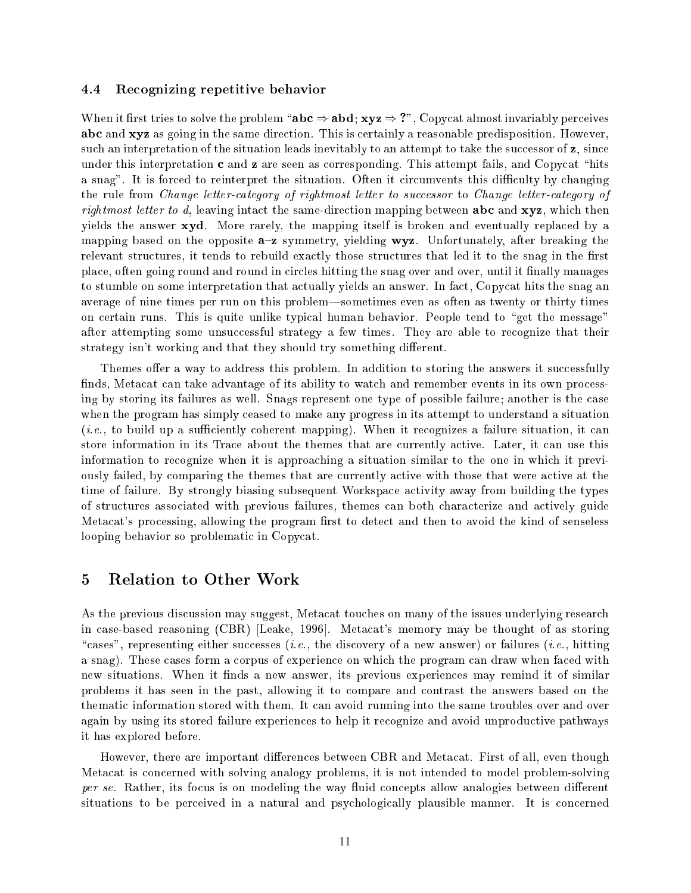### 4.4 Recognizing repetitive behavior

When it first tries to solve the problem "**abc** $\Rightarrow$ **abd**; **xyz** $\Rightarrow$ **?**", Copycat almost invariably perceives **abc** and **xyz** as going in the same direction. This is certainly a reasonable predisposition. However, such an interpretation of the situation leads inevitably to an attempt to take the successor of **z**, since under this interpretation **c** and **z** are seen as corresponding. This attempt fails, and Copycat "hits a snag". It is forced to reinterpret the situation. Often it circumvents this difficulty by changing the rule from *Change letter-category of rightmost letter to successor* to *Change letter-category of rightmost letter to d*, leaving intact the same-direction mapping between **abc** and **xyz**, which then yields the answer **xyd**. More rarely, the mapping itself is broken and eventually replaced by a mapping based on the opposite **a**–**z** symmetry, yielding **wyz**. Unfortunately, after breaking the relevant structures, it tends to rebuild exactly those structures that led it to the snag in the first place, often going round and round in circles hitting the snag over and over, until it finally manages to stumble on some interpretation that actually yields an answer. In fact, Copycat hits the snag an average of nine times per run on this problem—sometimes even as often as twenty or thirty times on certain runs. This is quite unlike typical human behavior. People tend to "get the message" after attempting some unsuccessful strategy a few times. They are able to recognize that their strategy isn't working and that they should try something different.

Themes offer a way to address this problem. In addition to storing the answers it successfully finds, Metacat can take advantage of its ability to watch and remember events in its own processing by storing its failures as well. Snags represent one type of possible failure; another is the case when the program has simply ceased to make any progress in its attempt to understand a situation (*i.e.*, to build up a sufficiently coherent mapping). When it recognizes a failure situation, it can store information in its Trace about the themes that are currently active. Later, it can use this information to recognize when it is approaching a situation similar to the one in which it previously failed, by comparing the themes that are currently active with those that were active at the time of failure. By strongly biasing subsequent Workspace activity away from building the types of structures associated with previous failures, themes can both characterize and actively guide Metacat's processing, allowing the program first to detect and then to avoid the kind of senseless looping behavior so problematic in Copycat.

## 5 Relation to Other Work

As the previous discussion may suggest, Metacat touches on many of the issues underlying research in case-based reasoning (CBR) [Leake, 1996]. Metacat's memory may be thought of as storing "cases", representing either successes (*i.e.*, the discovery of a new answer) or failures (*i.e.*, hitting a snag). These cases form a corpus of experience on which the program can draw when faced with new situations. When it finds a new answer, its previous experiences may remind it of similar problems it has seen in the past, allowing it to compare and contrast the answers based on the thematic information stored with them. It can avoid running into the same troubles over and over again by using its stored failure experiences to help it recognize and avoid unproductive pathways it has explored before.

However, there are important differences between CBR and Metacat. First of all, even though Metacat is concerned with solving analogy problems, it is not intended to model problem-solving *per se*. Rather, its focus is on modeling the way fluid concepts allow analogies between different situations to be perceived in a natural and psychologically plausible manner. It is concerned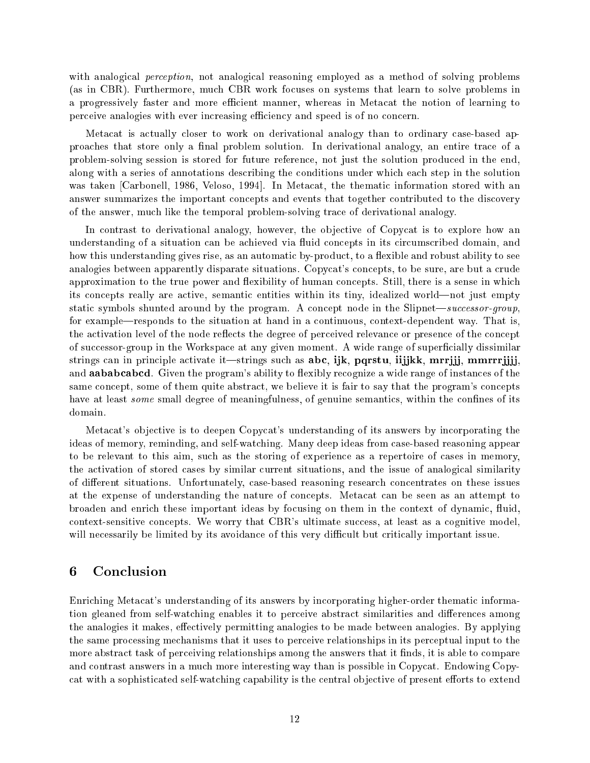with analogical *perception*, not analogical reasoning employed as a method of solving problems (as in CBR). Furthermore, much CBR work focuses on systems that learn to solve problems in a progressively faster and more efficient manner, whereas in Metacat the notion of learning to perceive analogies with ever increasing efficiency and speed is of no concern.

Metacat is actually closer to work on derivational analogy than to ordinary case-based approaches that store only a final problem solution. In derivational analogy, an entire trace of a problem-solving session is stored for future reference, not just the solution produced in the end, along with a series of annotations describing the conditions under which each step in the solution was taken [Carbonell, 1986, Veloso, 1994]. In Metacat, the thematic information stored with an answer summarizes the important concepts and events that together contributed to the discovery of the answer, much like the temporal problem-solving trace of derivational analogy.

In contrast to derivational analogy, however, the objective of Copycat is to explore how an understanding of a situation can be achieved via fluid concepts in its circumscribed domain, and how this understanding gives rise, as an automatic by-product, to a flexible and robust ability to see analogies between apparently disparate situations. Copycat's concepts, to be sure, are but a crude approximation to the true power and flexibility of human concepts. Still, there is a sense in which its concepts really are active, semantic entities within its tiny, idealized world—not just empty static symbols shunted around by the program. A concept node in the Slipnet—*successor-group*, for example—responds to the situation at hand in a continuous, context-dependent way. That is, the activation level of the node reflects the degree of perceived relevance or presence of the concept of successor-group in the Workspace at any given moment. A wide range of superficially dissimilar strings can in principle activate it—strings such as **abc**, **ijk**, **pqrstu**, **iijjkk**, **mrrjjj**, **mmrrrjjjj**, and **aababcabcd**. Given the program's ability to flexibly recognize a wide range of instances of the same concept, some of them quite abstract, we believe it is fair to say that the program's concepts have at least *some* small degree of meaningfulness, of genuine semantics, within the confines of its domain.

Metacat's objective is to deepen Copycat's understanding of its answers by incorporating the ideas of memory, reminding, and self-watching. Many deep ideas from case-based reasoning appear to be relevant to this aim, such as the storing of experience as a repertoire of cases in memory, the activation of stored cases by similar current situations, and the issue of analogical similarity of different situations. Unfortunately, case-based reasoning research concentrates on these issues at the expense of understanding the nature of concepts. Metacat can be seen as an attempt to broaden and enrich these important ideas by focusing on them in the context of dynamic, fluid, context-sensitive concepts. We worry that CBR's ultimate success, at least as a cognitive model, will necessarily be limited by its avoidance of this very difficult but critically important issue.

## 6 Conclusion

Enriching Metacat's understanding of its answers by incorporating higher-order thematic information gleaned from self-watching enables it to perceive abstract similarities and differences among the analogies it makes, effectively permitting analogies to be made between analogies. By applying the same processing mechanisms that it uses to perceive relationships in its perceptual input to the more abstract task of perceiving relationships among the answers that it finds, it is able to compare and contrast answers in a much more interesting way than is possible in Copycat. Endowing Copycat with a sophisticated self-watching capability is the central objective of present efforts to extend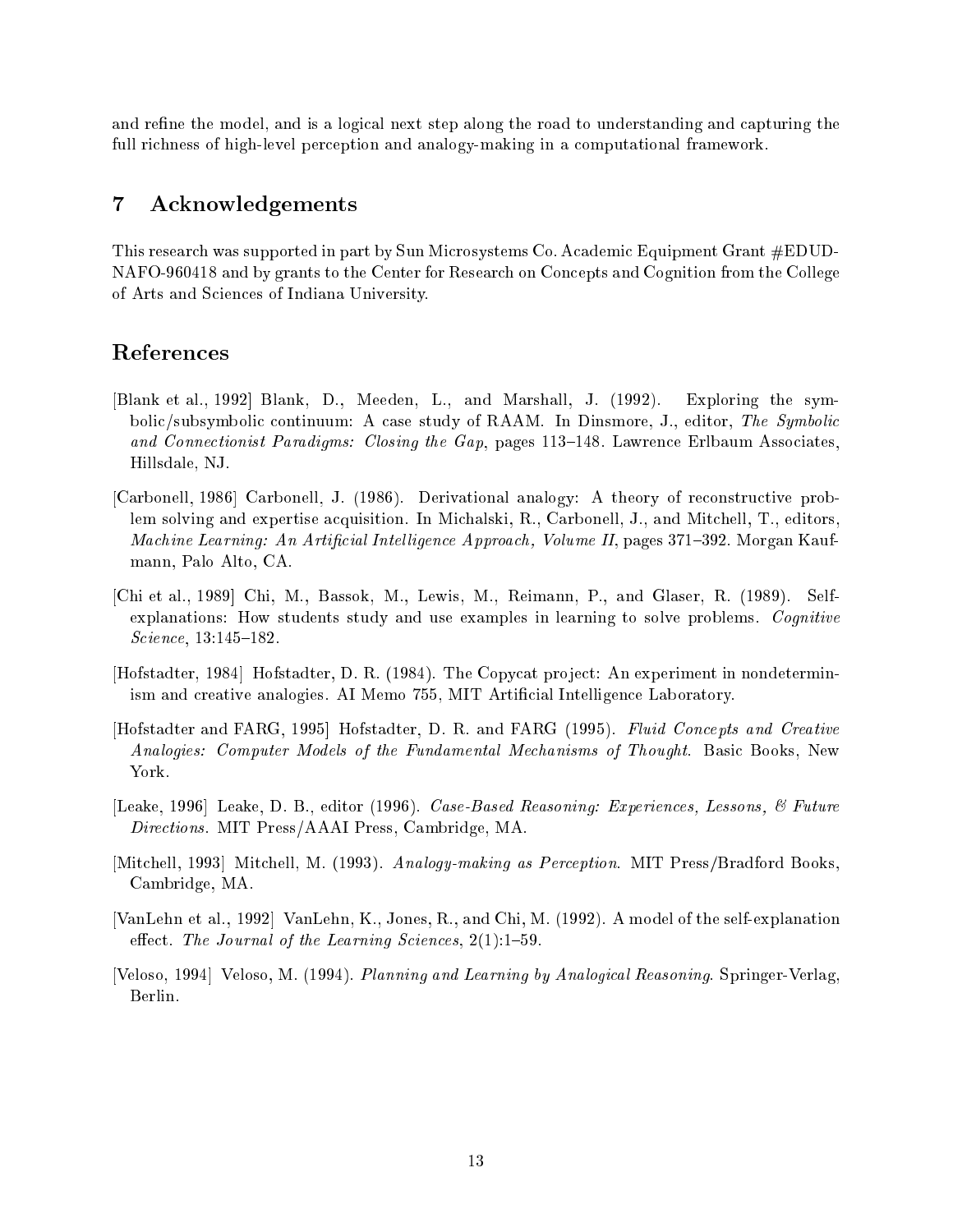and refine the model, and is a logical next step along the road to understanding and capturing the full richness of high-level perception and analogy-making in a computational framework.

## 7 Acknowledgements

This research was supported in part by Sun Microsystems Co. Academic Equipment Grant #EDUD-NAFO-960418 and by grants to the Center for Research on Concepts and Cognition from the College of Arts and Sciences of Indiana University.

## References

[Blank et al., 1992] Blank, D., Meeden, L., and Marshall, J. (1992). Exploring the symbolic/subsymbolic continuum: A case study of RAAM. In Dinsmore, J., editor, *The Symbolic and Connectionist Paradigms: Closing the Gap*, pages 113–148. Lawrence Erlbaum Associates, Hillsdale, NJ.

[Carbonell, 1986] Carbonell, J. (1986). Derivational analogy: A theory of reconstructive problem solving and expertise acquisition. In Michalski, R., Carbonell, J., and Mitchell, T., editors, *Machine Learning: An Artificial Intelligence Approach, Volume II*, pages 371–392. Morgan Kaufmann, Palo Alto, CA.

[Chi et al., 1989] Chi, M., Bassok, M., Lewis, M., Reimann, P., and Glaser, R. (1989). Self-explanations: How students study and use examples in learning to solve problems. *Cognitive Science*, 13:145–182.

[Hofstadter, 1984] Hofstadter, D. R. (1984). The Copycat project: An experiment in nondeterminism and creative analogies. AI Memo 755, MIT Artificial Intelligence Laboratory.

[Hofstadter and FARG, 1995] Hofstadter, D. R. and FARG (1995). *Fluid Concepts and Creative Analogies: Computer Models of the Fundamental Mechanisms of Thought*. Basic Books, New York.

[Leake, 1996] Leake, D. B., editor (1996). *Case-Based Reasoning: Experiences, Lessons, & Future Directions*. MIT Press/AAAI Press, Cambridge, MA.

[Mitchell, 1993] Mitchell, M. (1993). *Analogy-making as Perception*. MIT Press/Bradford Books, Cambridge, MA.

[VanLehn et al., 1992] VanLehn, K., Jones, R., and Chi, M. (1992). A model of the self-explanation effect. *The Journal of the Learning Sciences*, 2(1):1–59.

[Veloso, 1994] Veloso, M. (1994). *Planning and Learning by Analogical Reasoning*. Springer-Verlag, Berlin.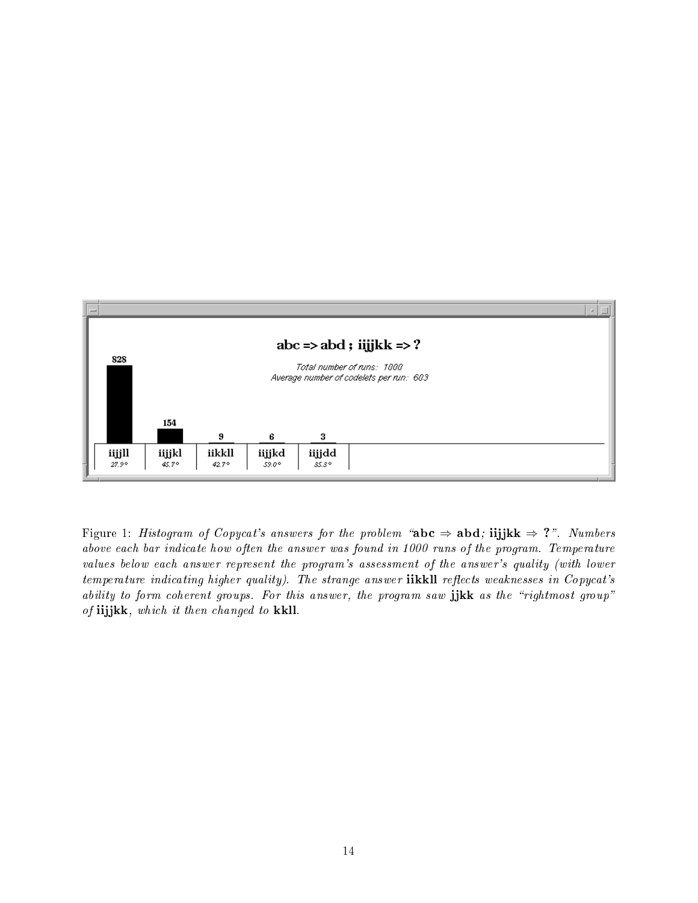**abc => abd ; iijjkk => ?**

*Total number of runs: 1000*
*Average number of codelets per run: 603*

| iijjll | iijjkl | iikkll | iijjkd | iijjdd |
|---|---|---|---|---|
| 828 | 154 | 9 | 6 | 3 |
| 27.9° | 45.7° | 42.7° | 59.0° | 35.3° |

Figure 1: *Histogram of Copycat's answers for the problem "***abc** ⇒ **abd***;* **iijjkk** ⇒ **?***". Numbers above each bar indicate how often the answer was found in 1000 runs of the program. Temperature values below each answer represent the program's assessment of the answer's quality (with lower temperature indicating higher quality). The strange answer* **iikkll** *reflects weaknesses in Copycat's ability to form coherent groups. For this answer, the program saw* **jjkk** *as the "rightmost group" of* **iijjkk***, which it then changed to* **kkll***.*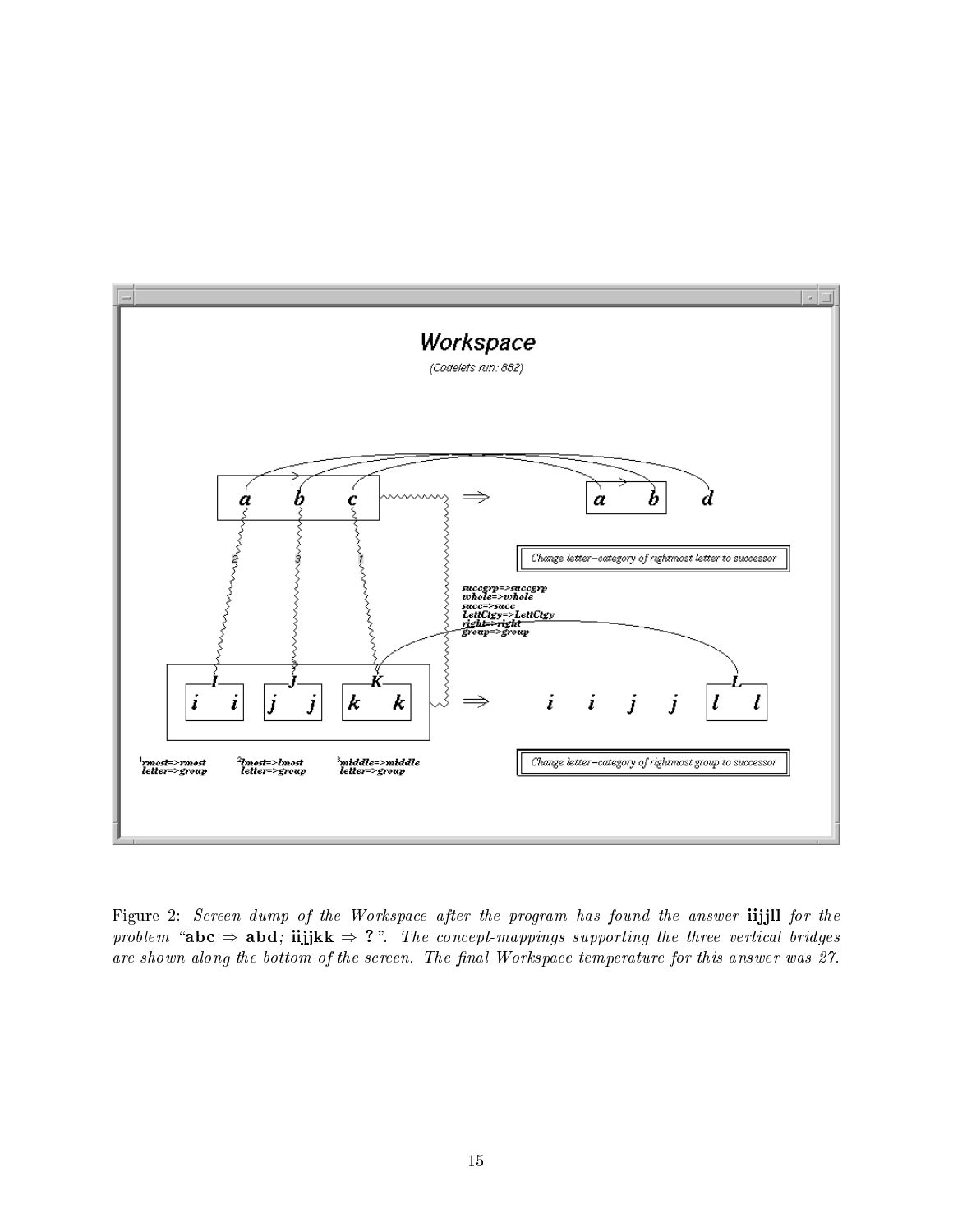Figure 2: *Screen dump of the Workspace after the program has found the answer* **iijjll** *for the problem "***abc** ⇒ **abd***;* **iijjkk** ⇒ **?***". The concept-mappings supporting the three vertical bridges are shown along the bottom of the screen. The final Workspace temperature for this answer was 27.*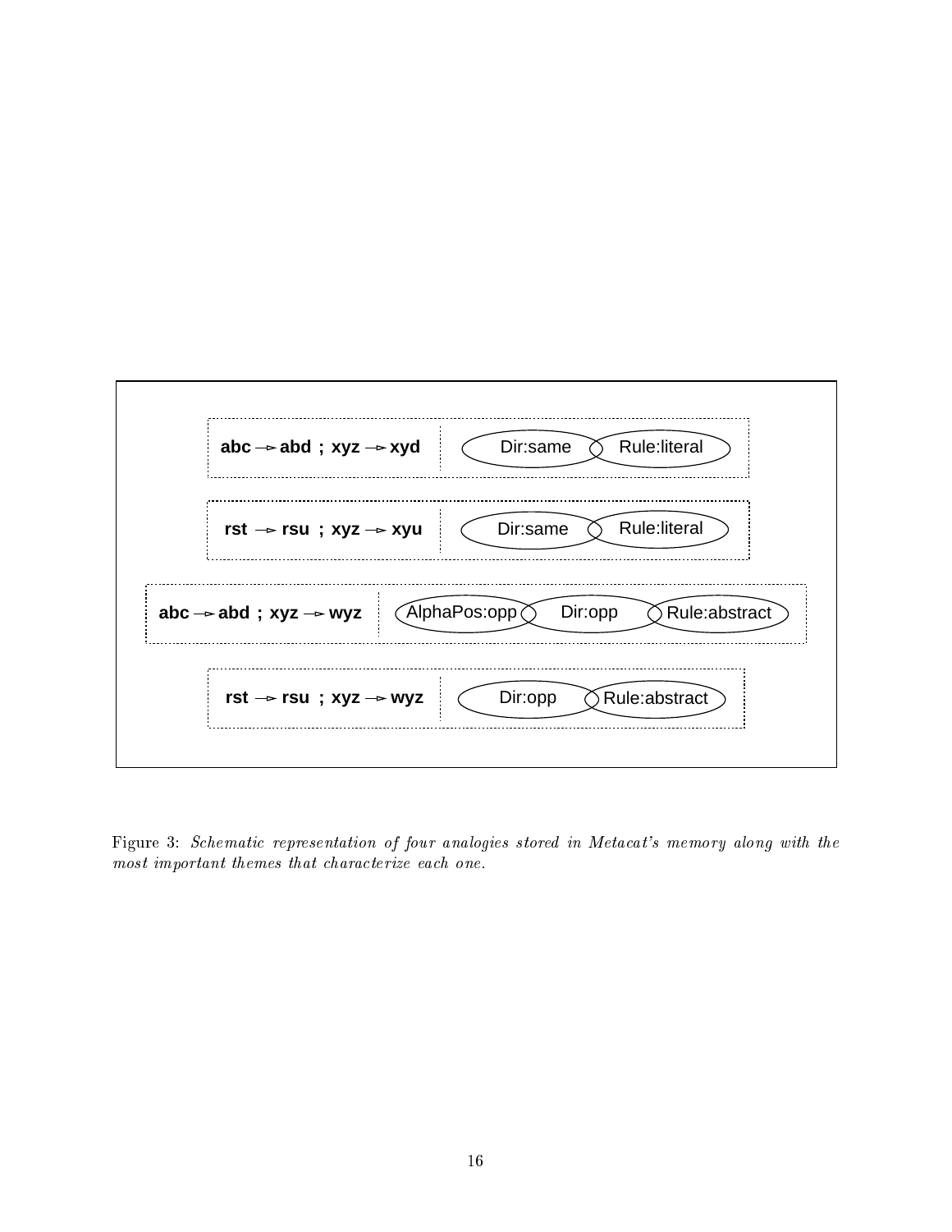abc → abd ; xyz → xyd

Dir:same

Rule:literal

rst → rsu ; xyz → xyu

Dir:same

Rule:literal

abc → abd ; xyz → wyz

AlphaPos:opp

Dir:opp

Rule:abstract

rst → rsu ; xyz → wyz

Dir:opp

Rule:abstract

Figure 3: *Schematic representation of four analogies stored in Metacat's memory along with the most important themes that characterize each one.*